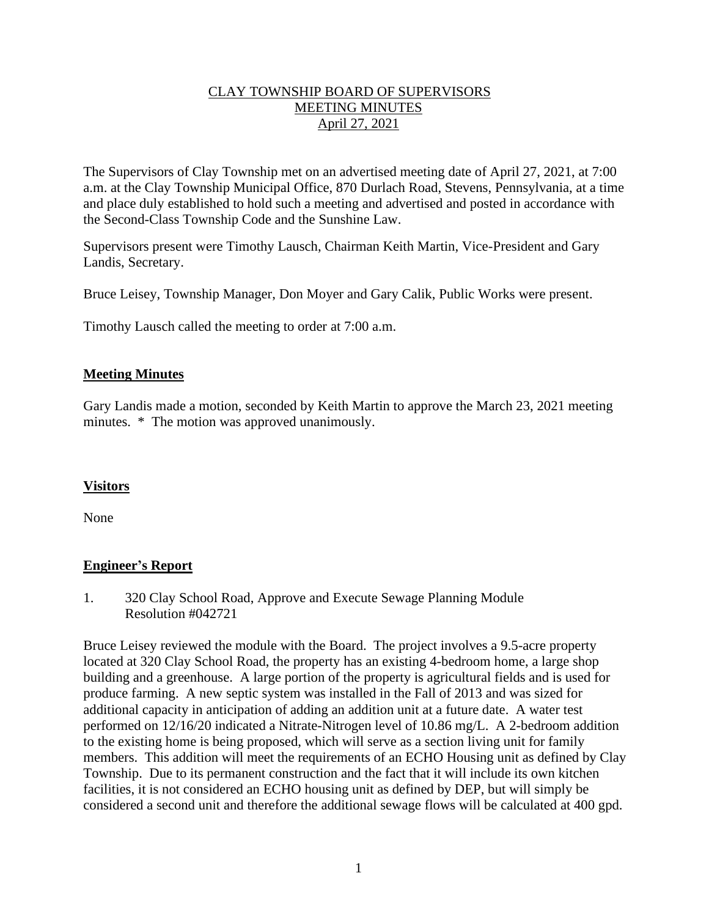CLAY TOWNSHIP BOARD OF SUPERVISORS
MEETING MINUTES
April 27, 2021

The Supervisors of Clay Township met on an advertised meeting date of April 27, 2021, at 7:00 a.m. at the Clay Township Municipal Office, 870 Durlach Road, Stevens, Pennsylvania, at a time and place duly established to hold such a meeting and advertised and posted in accordance with the Second-Class Township Code and the Sunshine Law.

Supervisors present were Timothy Lausch, Chairman Keith Martin, Vice-President and Gary Landis, Secretary.

Bruce Leisey, Township Manager, Don Moyer and Gary Calik, Public Works were present.

Timothy Lausch called the meeting to order at 7:00 a.m.

## **Meeting Minutes**

Gary Landis made a motion, seconded by Keith Martin to approve the March 23, 2021 meeting minutes. * The motion was approved unanimously.

## **Visitors**

None

## **Engineer's Report**

1. 320 Clay School Road, Approve and Execute Sewage Planning Module Resolution #042721

Bruce Leisey reviewed the module with the Board. The project involves a 9.5-acre property located at 320 Clay School Road, the property has an existing 4-bedroom home, a large shop building and a greenhouse. A large portion of the property is agricultural fields and is used for produce farming. A new septic system was installed in the Fall of 2013 and was sized for additional capacity in anticipation of adding an addition unit at a future date. A water test performed on 12/16/20 indicated a Nitrate-Nitrogen level of 10.86 mg/L. A 2-bedroom addition to the existing home is being proposed, which will serve as a section living unit for family members. This addition will meet the requirements of an ECHO Housing unit as defined by Clay Township. Due to its permanent construction and the fact that it will include its own kitchen facilities, it is not considered an ECHO housing unit as defined by DEP, but will simply be considered a second unit and therefore the additional sewage flows will be calculated at 400 gpd.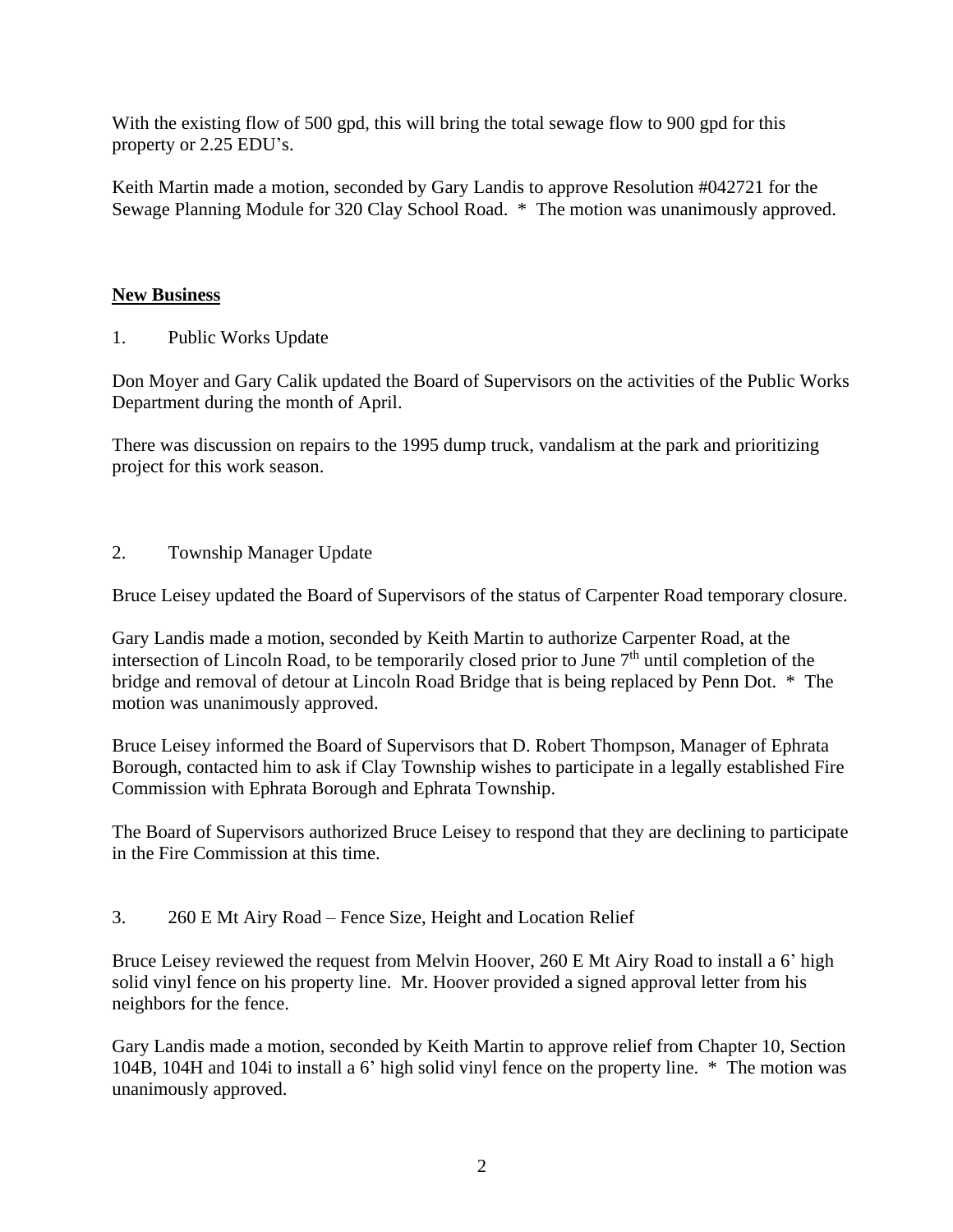With the existing flow of 500 gpd, this will bring the total sewage flow to 900 gpd for this property or 2.25 EDU's.

Keith Martin made a motion, seconded by Gary Landis to approve Resolution #042721 for the Sewage Planning Module for 320 Clay School Road. * The motion was unanimously approved.

## New Business

1. Public Works Update

Don Moyer and Gary Calik updated the Board of Supervisors on the activities of the Public Works Department during the month of April.

There was discussion on repairs to the 1995 dump truck, vandalism at the park and prioritizing project for this work season.

2. Township Manager Update

Bruce Leisey updated the Board of Supervisors of the status of Carpenter Road temporary closure.

Gary Landis made a motion, seconded by Keith Martin to authorize Carpenter Road, at the intersection of Lincoln Road, to be temporarily closed prior to June 7th until completion of the bridge and removal of detour at Lincoln Road Bridge that is being replaced by Penn Dot. * The motion was unanimously approved.

Bruce Leisey informed the Board of Supervisors that D. Robert Thompson, Manager of Ephrata Borough, contacted him to ask if Clay Township wishes to participate in a legally established Fire Commission with Ephrata Borough and Ephrata Township.

The Board of Supervisors authorized Bruce Leisey to respond that they are declining to participate in the Fire Commission at this time.

3. 260 E Mt Airy Road – Fence Size, Height and Location Relief

Bruce Leisey reviewed the request from Melvin Hoover, 260 E Mt Airy Road to install a 6' high solid vinyl fence on his property line. Mr. Hoover provided a signed approval letter from his neighbors for the fence.

Gary Landis made a motion, seconded by Keith Martin to approve relief from Chapter 10, Section 104B, 104H and 104i to install a 6' high solid vinyl fence on the property line. * The motion was unanimously approved.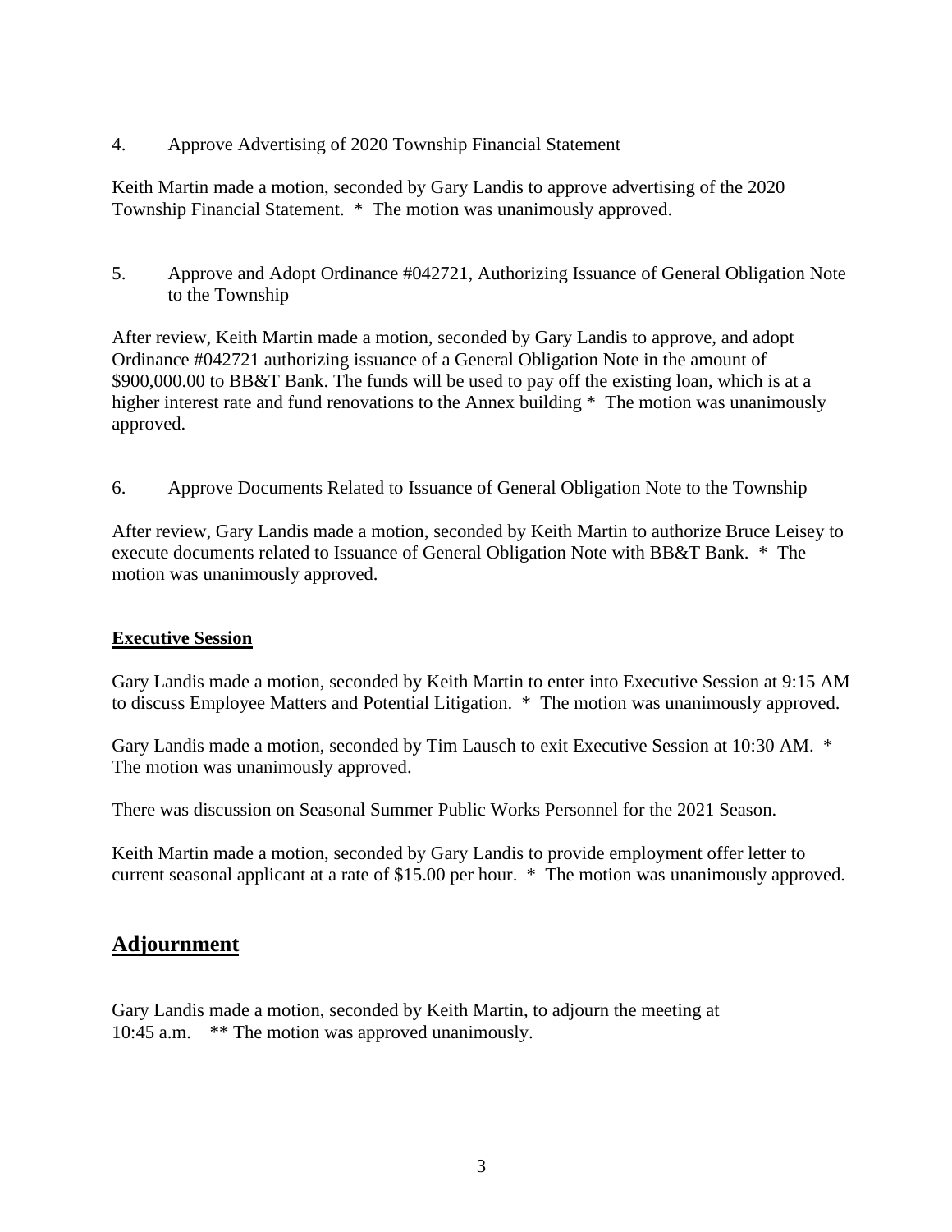4. Approve Advertising of 2020 Township Financial Statement

Keith Martin made a motion, seconded by Gary Landis to approve advertising of the 2020 Township Financial Statement. * The motion was unanimously approved.

5. Approve and Adopt Ordinance #042721, Authorizing Issuance of General Obligation Note to the Township

After review, Keith Martin made a motion, seconded by Gary Landis to approve, and adopt Ordinance #042721 authorizing issuance of a General Obligation Note in the amount of $900,000.00 to BB&T Bank. The funds will be used to pay off the existing loan, which is at a higher interest rate and fund renovations to the Annex building * The motion was unanimously approved.

6. Approve Documents Related to Issuance of General Obligation Note to the Township

After review, Gary Landis made a motion, seconded by Keith Martin to authorize Bruce Leisey to execute documents related to Issuance of General Obligation Note with BB&T Bank. * The motion was unanimously approved.

**Executive Session**

Gary Landis made a motion, seconded by Keith Martin to enter into Executive Session at 9:15 AM to discuss Employee Matters and Potential Litigation. * The motion was unanimously approved.

Gary Landis made a motion, seconded by Tim Lausch to exit Executive Session at 10:30 AM. * The motion was unanimously approved.

There was discussion on Seasonal Summer Public Works Personnel for the 2021 Season.

Keith Martin made a motion, seconded by Gary Landis to provide employment offer letter to current seasonal applicant at a rate of $15.00 per hour. * The motion was unanimously approved.

## Adjournment

Gary Landis made a motion, seconded by Keith Martin, to adjourn the meeting at 10:45 a.m. ** The motion was approved unanimously.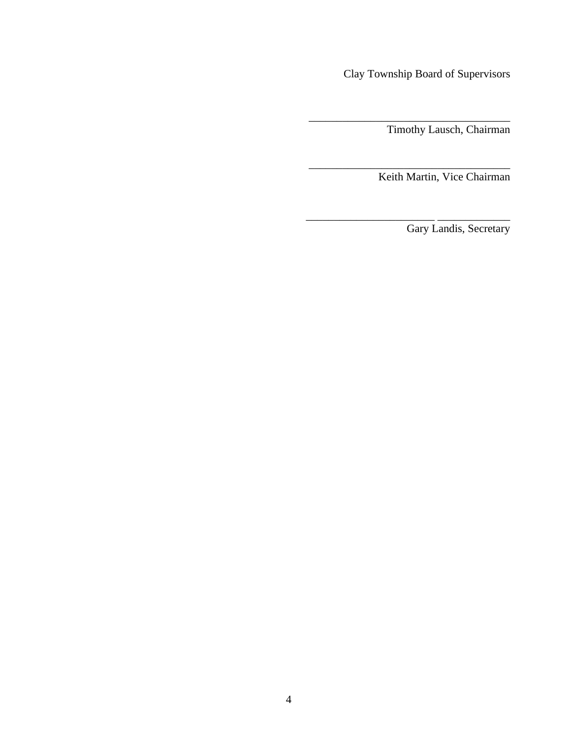Clay Township Board of Supervisors

_____________________________________
Timothy Lausch, Chairman

_____________________________________
Keith Martin, Vice Chairman

_______________________ _____________
Gary Landis, Secretary